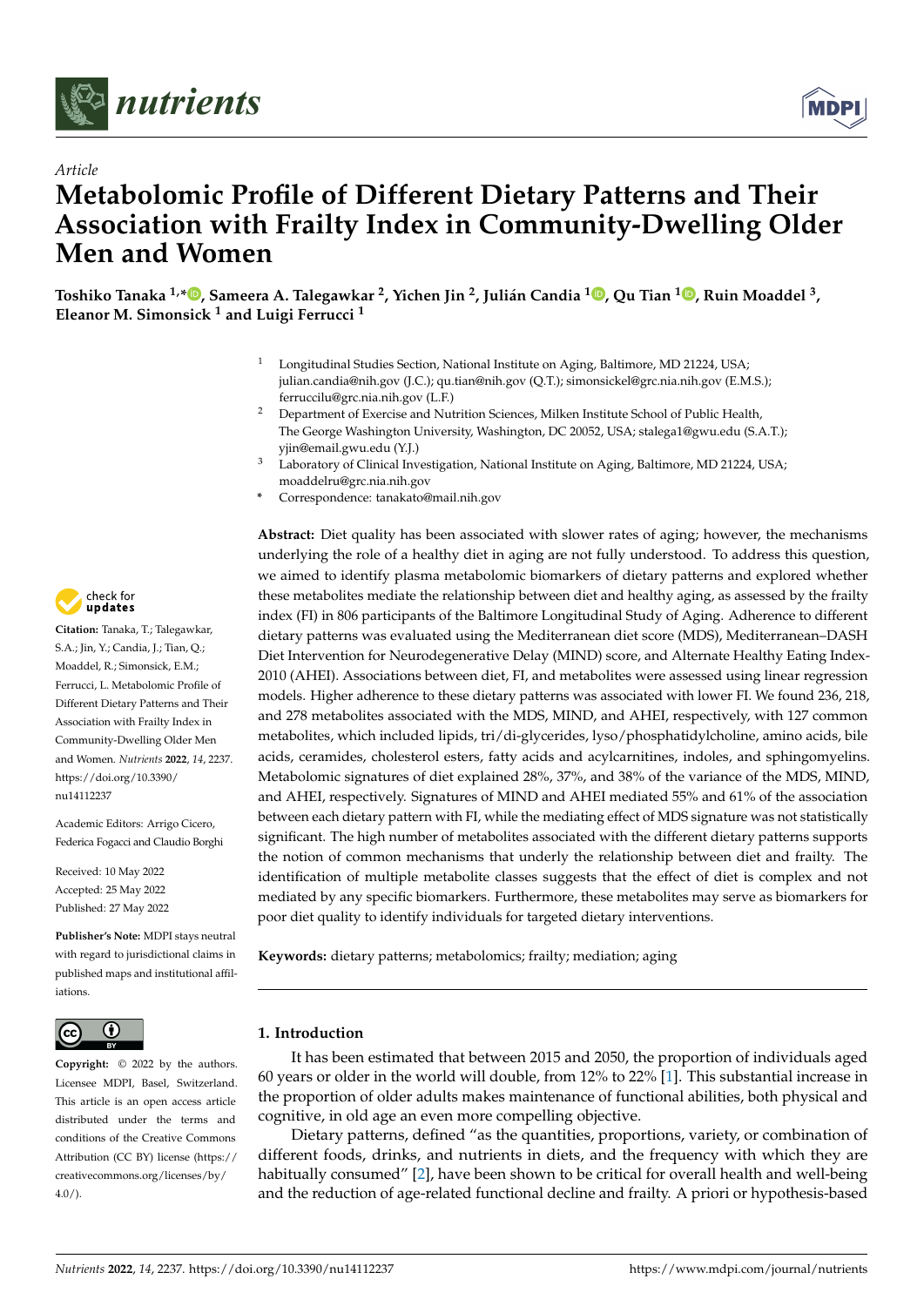*Article*

# Metabolomic Profile of Different Dietary Patterns and Their Association with Frailty Index in Community-Dwelling Older Men and Women

**Toshiko Tanaka [1,*], Sameera A. Talegawkar [2], Yichen Jin [2], Julián Candia [1], Qu Tian [1], Ruin Moaddel [3], Eleanor M. Simonsick [1] and Luigi Ferrucci [1]**

[1] Longitudinal Studies Section, National Institute on Aging, Baltimore, MD 21224, USA; julian.candia@nih.gov (J.C.); qu.tian@nih.gov (Q.T.); simonsickel@grc.nia.nih.gov (E.M.S.); ferruccilu@grc.nia.nih.gov (L.F.)

[2] Department of Exercise and Nutrition Sciences, Milken Institute School of Public Health, The George Washington University, Washington, DC 20052, USA; stalega1@gwu.edu (S.A.T.); yjin@email.gwu.edu (Y.J.)

[3] Laboratory of Clinical Investigation, National Institute on Aging, Baltimore, MD 21224, USA; moaddelru@grc.nia.nih.gov

\* Correspondence: tanakato@mail.nih.gov

**Citation:** Tanaka, T.; Talegawkar, S.A.; Jin, Y.; Candia, J.; Tian, Q.; Moaddel, R.; Simonsick, E.M.; Ferrucci, L. Metabolomic Profile of Different Dietary Patterns and Their Association with Frailty Index in Community-Dwelling Older Men and Women. *Nutrients* **2022**, *14*, 2237. https://doi.org/10.3390/nu14112237

Academic Editors: Arrigo Cicero, Federica Fogacci and Claudio Borghi

Received: 10 May 2022
Accepted: 25 May 2022
Published: 27 May 2022

**Publisher's Note:** MDPI stays neutral with regard to jurisdictional claims in published maps and institutional affiliations.

**Copyright:** © 2022 by the authors. Licensee MDPI, Basel, Switzerland. This article is an open access article distributed under the terms and conditions of the Creative Commons Attribution (CC BY) license (https://creativecommons.org/licenses/by/4.0/).

**Abstract:** Diet quality has been associated with slower rates of aging; however, the mechanisms underlying the role of a healthy diet in aging are not fully understood. To address this question, we aimed to identify plasma metabolomic biomarkers of dietary patterns and explored whether these metabolites mediate the relationship between diet and healthy aging, as assessed by the frailty index (FI) in 806 participants of the Baltimore Longitudinal Study of Aging. Adherence to different dietary patterns was evaluated using the Mediterranean diet score (MDS), Mediterranean–DASH Diet Intervention for Neurodegenerative Delay (MIND) score, and Alternate Healthy Eating Index-2010 (AHEI). Associations between diet, FI, and metabolites were assessed using linear regression models. Higher adherence to these dietary patterns was associated with lower FI. We found 236, 218, and 278 metabolites associated with the MDS, MIND, and AHEI, respectively, with 127 common metabolites, which included lipids, tri/di-glycerides, lyso/phosphatidylcholine, amino acids, bile acids, ceramides, cholesterol esters, fatty acids and acylcarnitines, indoles, and sphingomyelins. Metabolomic signatures of diet explained 28%, 37%, and 38% of the variance of the MDS, MIND, and AHEI, respectively. Signatures of MIND and AHEI mediated 55% and 61% of the association between each dietary pattern with FI, while the mediating effect of MDS signature was not statistically significant. The high number of metabolites associated with the different dietary patterns supports the notion of common mechanisms that underly the relationship between diet and frailty. The identification of multiple metabolite classes suggests that the effect of diet is complex and not mediated by any specific biomarkers. Furthermore, these metabolites may serve as biomarkers for poor diet quality to identify individuals for targeted dietary interventions.

**Keywords:** dietary patterns; metabolomics; frailty; mediation; aging

## 1. Introduction

It has been estimated that between 2015 and 2050, the proportion of individuals aged 60 years or older in the world will double, from 12% to 22% [1]. This substantial increase in the proportion of older adults makes maintenance of functional abilities, both physical and cognitive, in old age an even more compelling objective.

Dietary patterns, defined "as the quantities, proportions, variety, or combination of different foods, drinks, and nutrients in diets, and the frequency with which they are habitually consumed" [2], have been shown to be critical for overall health and well-being and the reduction of age-related functional decline and frailty. A priori or hypothesis-based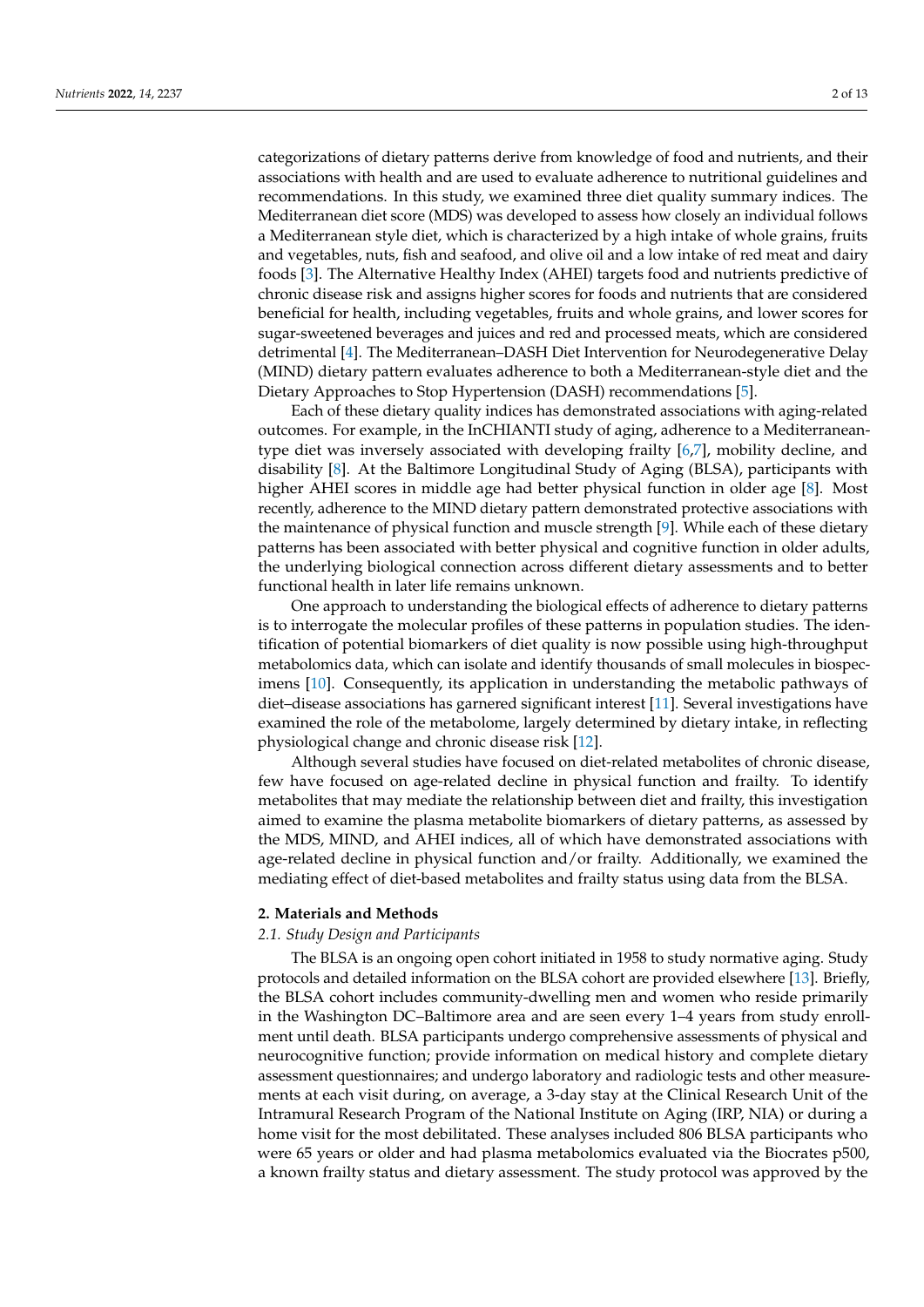categorizations of dietary patterns derive from knowledge of food and nutrients, and their associations with health and are used to evaluate adherence to nutritional guidelines and recommendations. In this study, we examined three diet quality summary indices. The Mediterranean diet score (MDS) was developed to assess how closely an individual follows a Mediterranean style diet, which is characterized by a high intake of whole grains, fruits and vegetables, nuts, fish and seafood, and olive oil and a low intake of red meat and dairy foods [3]. The Alternative Healthy Index (AHEI) targets food and nutrients predictive of chronic disease risk and assigns higher scores for foods and nutrients that are considered beneficial for health, including vegetables, fruits and whole grains, and lower scores for sugar-sweetened beverages and juices and red and processed meats, which are considered detrimental [4]. The Mediterranean–DASH Diet Intervention for Neurodegenerative Delay (MIND) dietary pattern evaluates adherence to both a Mediterranean-style diet and the Dietary Approaches to Stop Hypertension (DASH) recommendations [5].

Each of these dietary quality indices has demonstrated associations with aging-related outcomes. For example, in the InCHIANTI study of aging, adherence to a Mediterranean-type diet was inversely associated with developing frailty [6,7], mobility decline, and disability [8]. At the Baltimore Longitudinal Study of Aging (BLSA), participants with higher AHEI scores in middle age had better physical function in older age [8]. Most recently, adherence to the MIND dietary pattern demonstrated protective associations with the maintenance of physical function and muscle strength [9]. While each of these dietary patterns has been associated with better physical and cognitive function in older adults, the underlying biological connection across different dietary assessments and to better functional health in later life remains unknown.

One approach to understanding the biological effects of adherence to dietary patterns is to interrogate the molecular profiles of these patterns in population studies. The identification of potential biomarkers of diet quality is now possible using high-throughput metabolomics data, which can isolate and identify thousands of small molecules in biospecimens [10]. Consequently, its application in understanding the metabolic pathways of diet–disease associations has garnered significant interest [11]. Several investigations have examined the role of the metabolome, largely determined by dietary intake, in reflecting physiological change and chronic disease risk [12].

Although several studies have focused on diet-related metabolites of chronic disease, few have focused on age-related decline in physical function and frailty. To identify metabolites that may mediate the relationship between diet and frailty, this investigation aimed to examine the plasma metabolite biomarkers of dietary patterns, as assessed by the MDS, MIND, and AHEI indices, all of which have demonstrated associations with age-related decline in physical function and/or frailty. Additionally, we examined the mediating effect of diet-based metabolites and frailty status using data from the BLSA.

## 2. Materials and Methods

### 2.1. Study Design and Participants

The BLSA is an ongoing open cohort initiated in 1958 to study normative aging. Study protocols and detailed information on the BLSA cohort are provided elsewhere [13]. Briefly, the BLSA cohort includes community-dwelling men and women who reside primarily in the Washington DC–Baltimore area and are seen every 1–4 years from study enrollment until death. BLSA participants undergo comprehensive assessments of physical and neurocognitive function; provide information on medical history and complete dietary assessment questionnaires; and undergo laboratory and radiologic tests and other measurements at each visit during, on average, a 3-day stay at the Clinical Research Unit of the Intramural Research Program of the National Institute on Aging (IRP, NIA) or during a home visit for the most debilitated. These analyses included 806 BLSA participants who were 65 years or older and had plasma metabolomics evaluated via the Biocrates p500, a known frailty status and dietary assessment. The study protocol was approved by the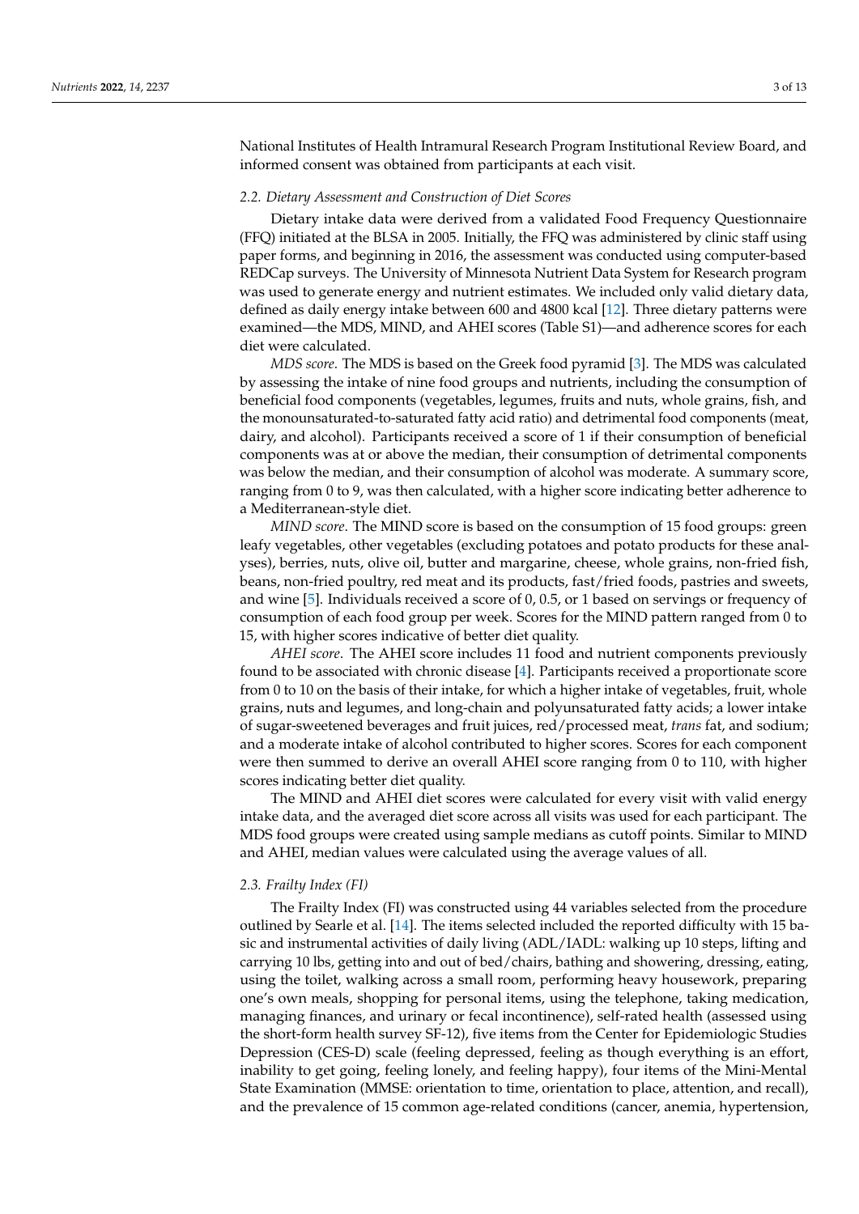National Institutes of Health Intramural Research Program Institutional Review Board, and informed consent was obtained from participants at each visit.

### 2.2. Dietary Assessment and Construction of Diet Scores

Dietary intake data were derived from a validated Food Frequency Questionnaire (FFQ) initiated at the BLSA in 2005. Initially, the FFQ was administered by clinic staff using paper forms, and beginning in 2016, the assessment was conducted using computer-based REDCap surveys. The University of Minnesota Nutrient Data System for Research program was used to generate energy and nutrient estimates. We included only valid dietary data, defined as daily energy intake between 600 and 4800 kcal [12]. Three dietary patterns were examined—the MDS, MIND, and AHEI scores (Table S1)—and adherence scores for each diet were calculated.

*MDS score*. The MDS is based on the Greek food pyramid [3]. The MDS was calculated by assessing the intake of nine food groups and nutrients, including the consumption of beneficial food components (vegetables, legumes, fruits and nuts, whole grains, fish, and the monounsaturated-to-saturated fatty acid ratio) and detrimental food components (meat, dairy, and alcohol). Participants received a score of 1 if their consumption of beneficial components was at or above the median, their consumption of detrimental components was below the median, and their consumption of alcohol was moderate. A summary score, ranging from 0 to 9, was then calculated, with a higher score indicating better adherence to a Mediterranean-style diet.

*MIND score*. The MIND score is based on the consumption of 15 food groups: green leafy vegetables, other vegetables (excluding potatoes and potato products for these analyses), berries, nuts, olive oil, butter and margarine, cheese, whole grains, non-fried fish, beans, non-fried poultry, red meat and its products, fast/fried foods, pastries and sweets, and wine [5]. Individuals received a score of 0, 0.5, or 1 based on servings or frequency of consumption of each food group per week. Scores for the MIND pattern ranged from 0 to 15, with higher scores indicative of better diet quality.

*AHEI score*. The AHEI score includes 11 food and nutrient components previously found to be associated with chronic disease [4]. Participants received a proportionate score from 0 to 10 on the basis of their intake, for which a higher intake of vegetables, fruit, whole grains, nuts and legumes, and long-chain and polyunsaturated fatty acids; a lower intake of sugar-sweetened beverages and fruit juices, red/processed meat, *trans* fat, and sodium; and a moderate intake of alcohol contributed to higher scores. Scores for each component were then summed to derive an overall AHEI score ranging from 0 to 110, with higher scores indicating better diet quality.

The MIND and AHEI diet scores were calculated for every visit with valid energy intake data, and the averaged diet score across all visits was used for each participant. The MDS food groups were created using sample medians as cutoff points. Similar to MIND and AHEI, median values were calculated using the average values of all.

### 2.3. Frailty Index (FI)

The Frailty Index (FI) was constructed using 44 variables selected from the procedure outlined by Searle et al. [14]. The items selected included the reported difficulty with 15 basic and instrumental activities of daily living (ADL/IADL: walking up 10 steps, lifting and carrying 10 lbs, getting into and out of bed/chairs, bathing and showering, dressing, eating, using the toilet, walking across a small room, performing heavy housework, preparing one's own meals, shopping for personal items, using the telephone, taking medication, managing finances, and urinary or fecal incontinence), self-rated health (assessed using the short-form health survey SF-12), five items from the Center for Epidemiologic Studies Depression (CES-D) scale (feeling depressed, feeling as though everything is an effort, inability to get going, feeling lonely, and feeling happy), four items of the Mini-Mental State Examination (MMSE: orientation to time, orientation to place, attention, and recall), and the prevalence of 15 common age-related conditions (cancer, anemia, hypertension,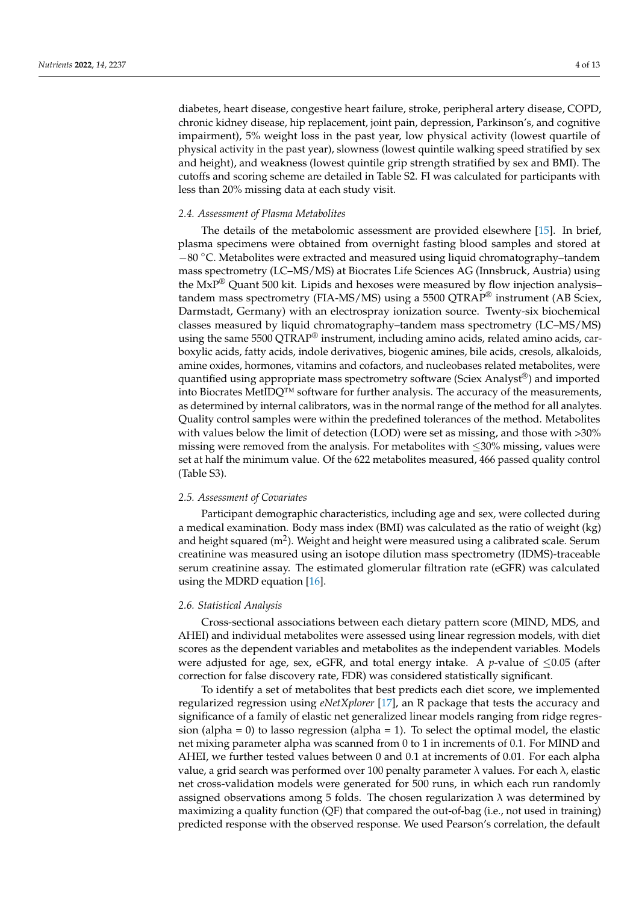diabetes, heart disease, congestive heart failure, stroke, peripheral artery disease, COPD, chronic kidney disease, hip replacement, joint pain, depression, Parkinson's, and cognitive impairment), 5% weight loss in the past year, low physical activity (lowest quartile of physical activity in the past year), slowness (lowest quintile walking speed stratified by sex and height), and weakness (lowest quintile grip strength stratified by sex and BMI). The cutoffs and scoring scheme are detailed in Table S2. FI was calculated for participants with less than 20% missing data at each study visit.

### 2.4. Assessment of Plasma Metabolites

The details of the metabolomic assessment are provided elsewhere [15]. In brief, plasma specimens were obtained from overnight fasting blood samples and stored at −80 °C. Metabolites were extracted and measured using liquid chromatography–tandem mass spectrometry (LC–MS/MS) at Biocrates Life Sciences AG (Innsbruck, Austria) using the MxP® Quant 500 kit. Lipids and hexoses were measured by flow injection analysis–tandem mass spectrometry (FIA-MS/MS) using a 5500 QTRAP® instrument (AB Sciex, Darmstadt, Germany) with an electrospray ionization source. Twenty-six biochemical classes measured by liquid chromatography–tandem mass spectrometry (LC–MS/MS) using the same 5500 QTRAP® instrument, including amino acids, related amino acids, carboxylic acids, fatty acids, indole derivatives, biogenic amines, bile acids, cresols, alkaloids, amine oxides, hormones, vitamins and cofactors, and nucleobases related metabolites, were quantified using appropriate mass spectrometry software (Sciex Analyst®) and imported into Biocrates MetIDQ™ software for further analysis. The accuracy of the measurements, as determined by internal calibrators, was in the normal range of the method for all analytes. Quality control samples were within the predefined tolerances of the method. Metabolites with values below the limit of detection (LOD) were set as missing, and those with >30% missing were removed from the analysis. For metabolites with ≤30% missing, values were set at half the minimum value. Of the 622 metabolites measured, 466 passed quality control (Table S3).

### 2.5. Assessment of Covariates

Participant demographic characteristics, including age and sex, were collected during a medical examination. Body mass index (BMI) was calculated as the ratio of weight (kg) and height squared ($m^2$). Weight and height were measured using a calibrated scale. Serum creatinine was measured using an isotope dilution mass spectrometry (IDMS)-traceable serum creatinine assay. The estimated glomerular filtration rate (eGFR) was calculated using the MDRD equation [16].

### 2.6. Statistical Analysis

Cross-sectional associations between each dietary pattern score (MIND, MDS, and AHEI) and individual metabolites were assessed using linear regression models, with diet scores as the dependent variables and metabolites as the independent variables. Models were adjusted for age, sex, eGFR, and total energy intake. A $p$-value of ≤0.05 (after correction for false discovery rate, FDR) was considered statistically significant.

To identify a set of metabolites that best predicts each diet score, we implemented regularized regression using *eNetXplorer* [17], an R package that tests the accuracy and significance of a family of elastic net generalized linear models ranging from ridge regression (alpha = 0) to lasso regression (alpha = 1). To select the optimal model, the elastic net mixing parameter alpha was scanned from 0 to 1 in increments of 0.1. For MIND and AHEI, we further tested values between 0 and 0.1 at increments of 0.01. For each alpha value, a grid search was performed over 100 penalty parameter $\lambda$ values. For each $\lambda$, elastic net cross-validation models were generated for 500 runs, in which each run randomly assigned observations among 5 folds. The chosen regularization $\lambda$ was determined by maximizing a quality function (QF) that compared the out-of-bag (i.e., not used in training) predicted response with the observed response. We used Pearson's correlation, the default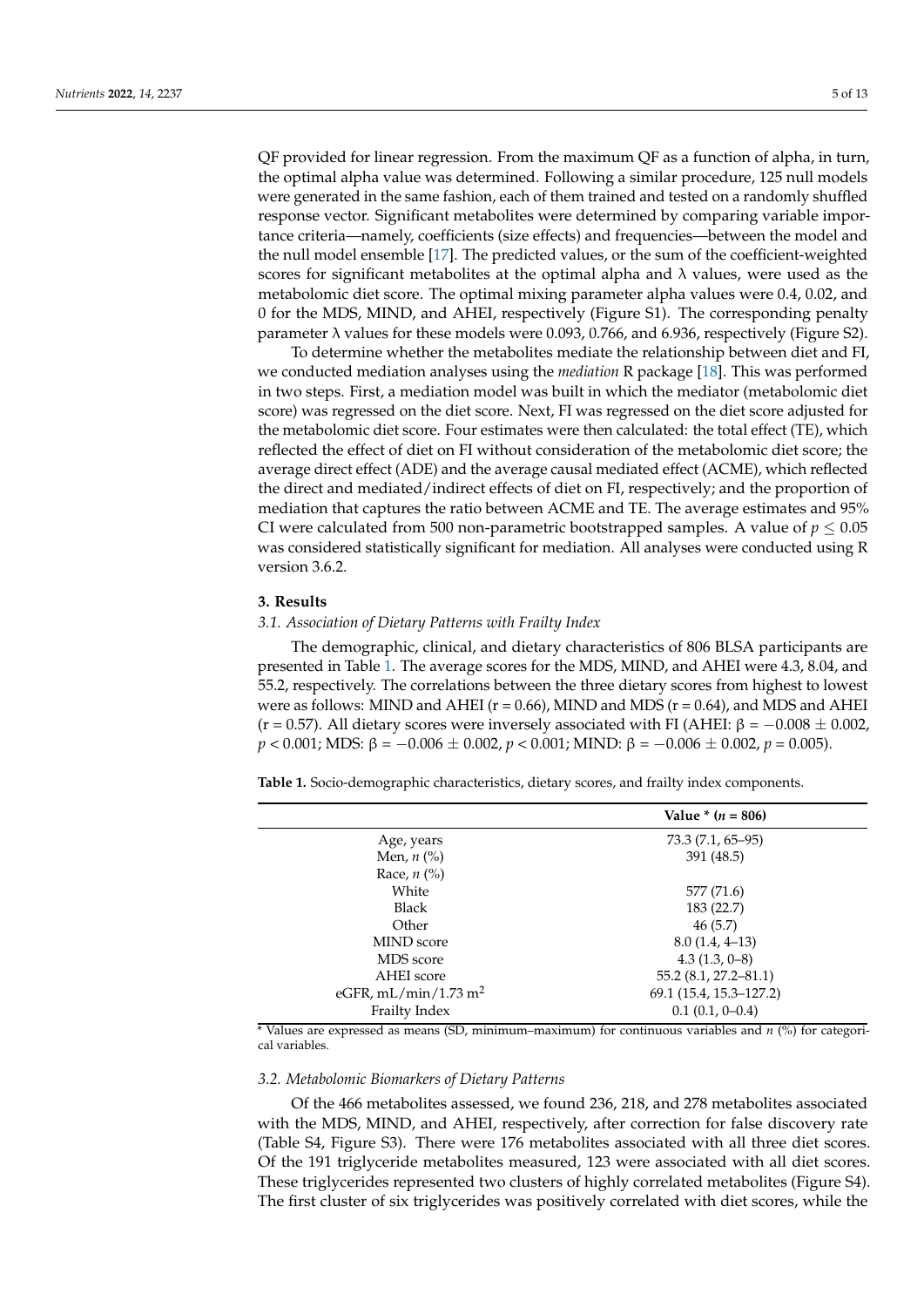QF provided for linear regression. From the maximum QF as a function of alpha, in turn, the optimal alpha value was determined. Following a similar procedure, 125 null models were generated in the same fashion, each of them trained and tested on a randomly shuffled response vector. Significant metabolites were determined by comparing variable importance criteria—namely, coefficients (size effects) and frequencies—between the model and the null model ensemble [17]. The predicted values, or the sum of the coefficient-weighted scores for significant metabolites at the optimal alpha and λ values, were used as the metabolomic diet score. The optimal mixing parameter alpha values were 0.4, 0.02, and 0 for the MDS, MIND, and AHEI, respectively (Figure S1). The corresponding penalty parameter λ values for these models were 0.093, 0.766, and 6.936, respectively (Figure S2).

To determine whether the metabolites mediate the relationship between diet and FI, we conducted mediation analyses using the *mediation* R package [18]. This was performed in two steps. First, a mediation model was built in which the mediator (metabolomic diet score) was regressed on the diet score. Next, FI was regressed on the diet score adjusted for the metabolomic diet score. Four estimates were then calculated: the total effect (TE), which reflected the effect of diet on FI without consideration of the metabolomic diet score; the average direct effect (ADE) and the average causal mediated effect (ACME), which reflected the direct and mediated/indirect effects of diet on FI, respectively; and the proportion of mediation that captures the ratio between ACME and TE. The average estimates and 95% CI were calculated from 500 non-parametric bootstrapped samples. A value of $p \leq 0.05$ was considered statistically significant for mediation. All analyses were conducted using R version 3.6.2.

## 3. Results

### 3.1. Association of Dietary Patterns with Frailty Index

The demographic, clinical, and dietary characteristics of 806 BLSA participants are presented in Table 1. The average scores for the MDS, MIND, and AHEI were 4.3, 8.04, and 55.2, respectively. The correlations between the three dietary scores from highest to lowest were as follows: MIND and AHEI (r = 0.66), MIND and MDS (r = 0.64), and MDS and AHEI (r = 0.57). All dietary scores were inversely associated with FI (AHEI: $\beta = -0.008 \pm 0.002$, $p < 0.001$; MDS: $\beta = -0.006 \pm 0.002$, $p < 0.001$; MIND: $\beta = -0.006 \pm 0.002$, $p = 0.005$).

**Table 1.** Socio-demographic characteristics, dietary scores, and frailty index components.

| | Value * ($n$ = 806) |
|---|---|
| Age, years | 73.3 (7.1, 65–95) |
| Men, $n$ (%) | 391 (48.5) |
| Race, $n$ (%) | |
| White | 577 (71.6) |
| Black | 183 (22.7) |
| Other | 46 (5.7) |
| MIND score | 8.0 (1.4, 4–13) |
| MDS score | 4.3 (1.3, 0–8) |
| AHEI score | 55.2 (8.1, 27.2–81.1) |
| eGFR, mL/min/1.73 $m^2$ | 69.1 (15.4, 15.3–127.2) |
| Frailty Index | 0.1 (0.1, 0–0.4) |

\* Values are expressed as means (SD, minimum–maximum) for continuous variables and $n$ (%) for categorical variables.

### 3.2. Metabolomic Biomarkers of Dietary Patterns

Of the 466 metabolites assessed, we found 236, 218, and 278 metabolites associated with the MDS, MIND, and AHEI, respectively, after correction for false discovery rate (Table S4, Figure S3). There were 176 metabolites associated with all three diet scores. Of the 191 triglyceride metabolites measured, 123 were associated with all diet scores. These triglycerides represented two clusters of highly correlated metabolites (Figure S4). The first cluster of six triglycerides was positively correlated with diet scores, while the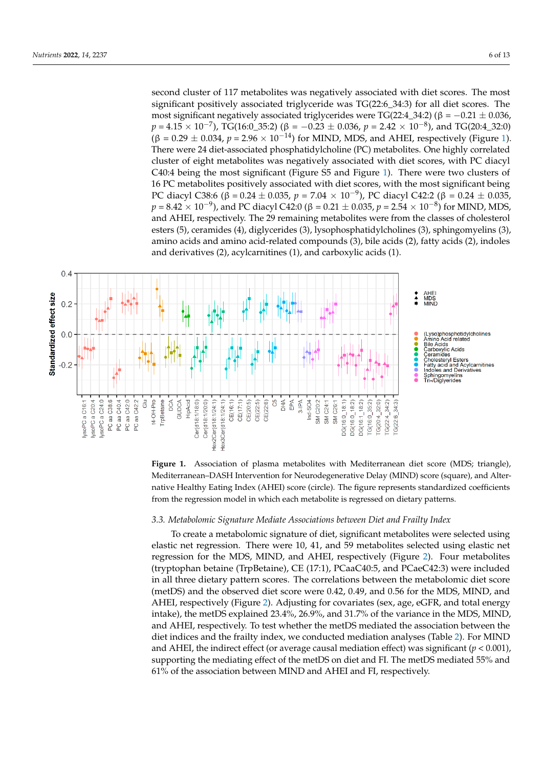second cluster of 117 metabolites was negatively associated with diet scores. The most significant positively associated triglyceride was TG(22:6_34:3) for all diet scores. The most significant negatively associated triglycerides were TG(22:4_34:2) ($\beta = -0.21 \pm 0.036$, $p = 4.15 \times 10^{-7}$), TG(16:0_35:2) ($\beta = -0.23 \pm 0.036$, $p = 2.42 \times 10^{-8}$), and TG(20:4_32:0) ($\beta = 0.29 \pm 0.034$, $p = 2.96 \times 10^{-14}$) for MIND, MDS, and AHEI, respectively (Figure 1). There were 24 diet-associated phosphatidylcholine (PC) metabolites. One highly correlated cluster of eight metabolites was negatively associated with diet scores, with PC diacyl C40:4 being the most significant (Figure S5 and Figure 1). There were two clusters of 16 PC metabolites positively associated with diet scores, with the most significant being PC diacyl C38:6 ($\beta = 0.24 \pm 0.035$, $p = 7.04 \times 10^{-9}$), PC diacyl C42:2 ($\beta = 0.24 \pm 0.035$, $p = 8.42 \times 10^{-9}$), and PC diacyl C42:0 ($\beta = 0.21 \pm 0.035$, $p = 2.54 \times 10^{-8}$) for MIND, MDS, and AHEI, respectively. The 29 remaining metabolites were from the classes of cholesterol esters (5), ceramides (4), diglycerides (3), lysophosphatidylcholines (3), sphingomyelins (3), amino acids and amino acid-related compounds (3), bile acids (2), fatty acids (2), indoles and derivatives (2), acylcarnitines (1), and carboxylic acids (1).

**Figure 1.** Association of plasma metabolites with Mediterranean diet score (MDS; triangle), Mediterranean–DASH Intervention for Neurodegenerative Delay (MIND) score (square), and Alternative Healthy Eating Index (AHEI) score (circle). The figure represents standardized coefficients from the regression model in which each metabolite is regressed on dietary patterns.

### 3.3. Metabolomic Signature Mediate Associations between Diet and Frailty Index

To create a metabolomic signature of diet, significant metabolites were selected using elastic net regression. There were 10, 41, and 59 metabolites selected using elastic net regression for the MDS, MIND, and AHEI, respectively (Figure 2). Four metabolites (tryptophan betaine (TrpBetaine), CE (17:1), PCaaC40:5, and PCaeC42:3) were included in all three dietary pattern scores. The correlations between the metabolomic diet score (metDS) and the observed diet score were 0.42, 0.49, and 0.56 for the MDS, MIND, and AHEI, respectively (Figure 2). Adjusting for covariates (sex, age, eGFR, and total energy intake), the metDS explained 23.4%, 26.9%, and 31.7% of the variance in the MDS, MIND, and AHEI, respectively. To test whether the metDS mediated the association between the diet indices and the frailty index, we conducted mediation analyses (Table 2). For MIND and AHEI, the indirect effect (or average causal mediation effect) was significant ($p < 0.001$), supporting the mediating effect of the metDS on diet and FI. The metDS mediated 55% and 61% of the association between MIND and AHEI and FI, respectively.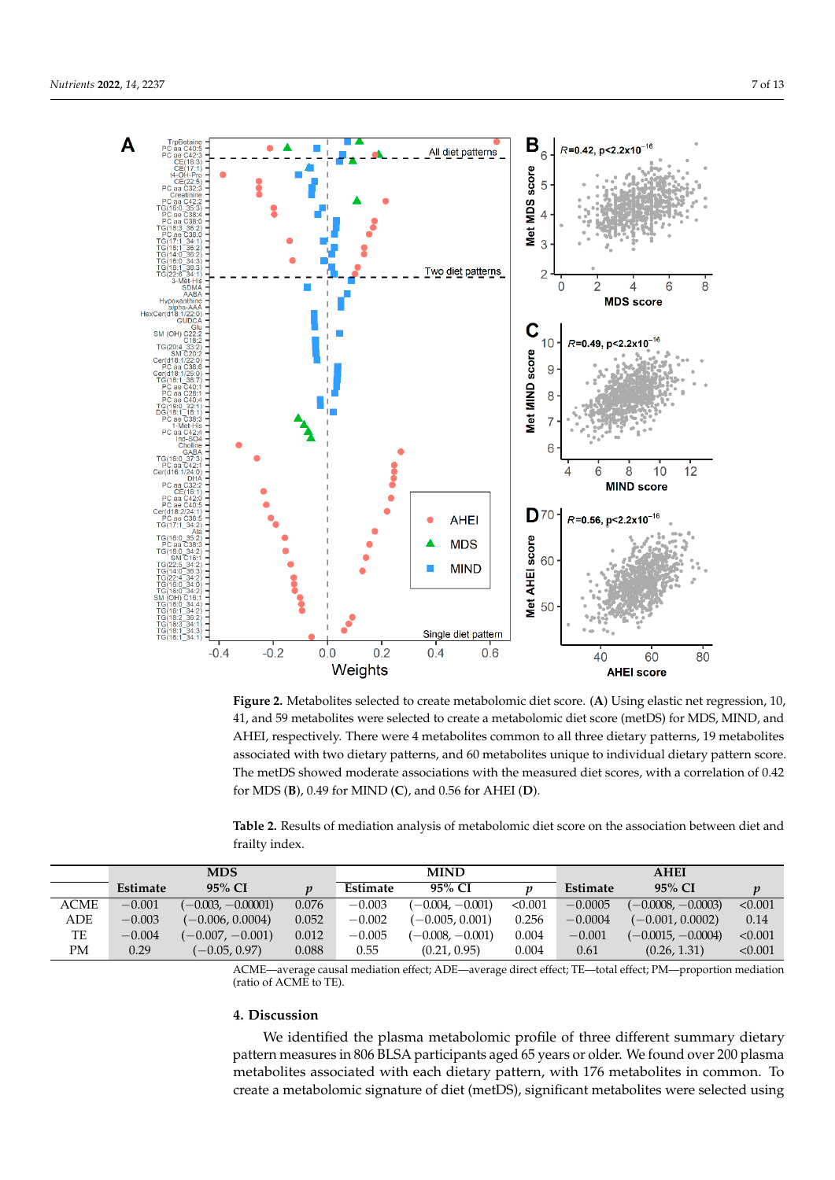**Figure 2.** Metabolites selected to create metabolomic diet score. (**A**) Using elastic net regression, 10, 41, and 59 metabolites were selected to create a metabolomic diet score (metDS) for MDS, MIND, and AHEI, respectively. There were 4 metabolites common to all three dietary patterns, 19 metabolites associated with two dietary patterns, and 60 metabolites unique to individual dietary pattern score. The metDS showed moderate associations with the measured diet scores, with a correlation of 0.42 for MDS (**B**), 0.49 for MIND (**C**), and 0.56 for AHEI (**D**).

**Table 2.** Results of mediation analysis of metabolomic diet score on the association between diet and frailty index.

| | MDS | | | MIND | | | AHEI | | |
|---|---|---|---|---|---|---|---|---|---|
| | Estimate | 95% CI | p | Estimate | 95% CI | p | Estimate | 95% CI | p |
| ACME | −0.001 | (−0.003, −0.00001) | 0.076 | −0.003 | (−0.004, −0.001) | <0.001 | −0.0005 | (−0.0008, −0.0003) | <0.001 |
| ADE | −0.003 | (−0.006, 0.0004) | 0.052 | −0.002 | (−0.005, 0.001) | 0.256 | −0.0004 | (−0.001, 0.0002) | 0.14 |
| TE | −0.004 | (−0.007, −0.001) | 0.012 | −0.005 | (−0.008, −0.001) | 0.004 | −0.001 | (−0.0015, −0.0004) | <0.001 |
| PM | 0.29 | (−0.05, 0.97) | 0.088 | 0.55 | (0.21, 0.95) | 0.004 | 0.61 | (0.26, 1.31) | <0.001 |

ACME—average causal mediation effect; ADE—average direct effect; TE—total effect; PM—proportion mediation (ratio of ACME to TE).

## 4. Discussion

We identified the plasma metabolomic profile of three different summary dietary pattern measures in 806 BLSA participants aged 65 years or older. We found over 200 plasma metabolites associated with each dietary pattern, with 176 metabolites in common. To create a metabolomic signature of diet (metDS), significant metabolites were selected using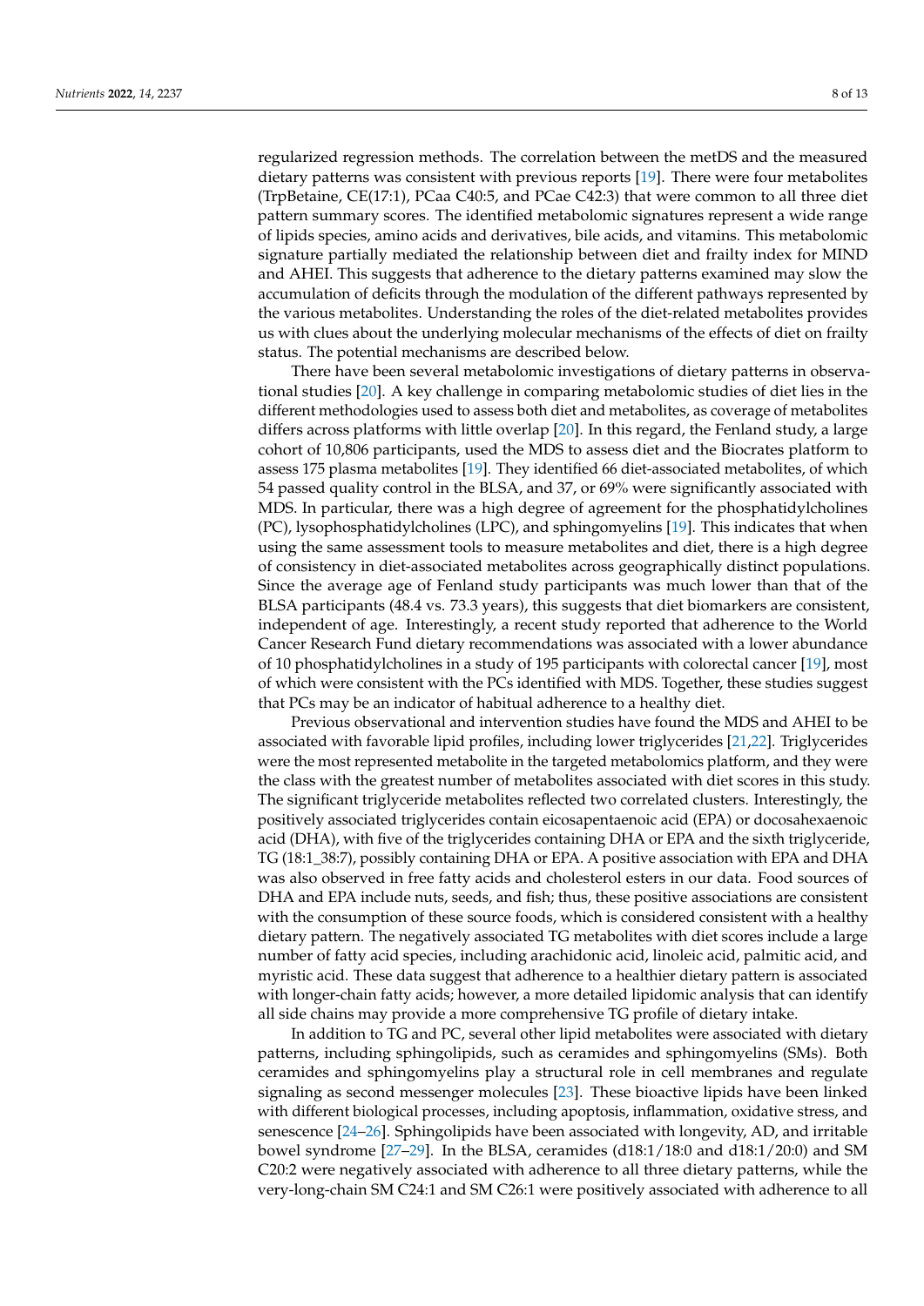regularized regression methods. The correlation between the metDS and the measured dietary patterns was consistent with previous reports [19]. There were four metabolites (TrpBetaine, CE(17:1), PCaa C40:5, and PCae C42:3) that were common to all three diet pattern summary scores. The identified metabolomic signatures represent a wide range of lipids species, amino acids and derivatives, bile acids, and vitamins. This metabolomic signature partially mediated the relationship between diet and frailty index for MIND and AHEI. This suggests that adherence to the dietary patterns examined may slow the accumulation of deficits through the modulation of the different pathways represented by the various metabolites. Understanding the roles of the diet-related metabolites provides us with clues about the underlying molecular mechanisms of the effects of diet on frailty status. The potential mechanisms are described below.

There have been several metabolomic investigations of dietary patterns in observational studies [20]. A key challenge in comparing metabolomic studies of diet lies in the different methodologies used to assess both diet and metabolites, as coverage of metabolites differs across platforms with little overlap [20]. In this regard, the Fenland study, a large cohort of 10,806 participants, used the MDS to assess diet and the Biocrates platform to assess 175 plasma metabolites [19]. They identified 66 diet-associated metabolites, of which 54 passed quality control in the BLSA, and 37, or 69% were significantly associated with MDS. In particular, there was a high degree of agreement for the phosphatidylcholines (PC), lysophosphatidylcholines (LPC), and sphingomyelins [19]. This indicates that when using the same assessment tools to measure metabolites and diet, there is a high degree of consistency in diet-associated metabolites across geographically distinct populations. Since the average age of Fenland study participants was much lower than that of the BLSA participants (48.4 vs. 73.3 years), this suggests that diet biomarkers are consistent, independent of age. Interestingly, a recent study reported that adherence to the World Cancer Research Fund dietary recommendations was associated with a lower abundance of 10 phosphatidylcholines in a study of 195 participants with colorectal cancer [19], most of which were consistent with the PCs identified with MDS. Together, these studies suggest that PCs may be an indicator of habitual adherence to a healthy diet.

Previous observational and intervention studies have found the MDS and AHEI to be associated with favorable lipid profiles, including lower triglycerides [21,22]. Triglycerides were the most represented metabolite in the targeted metabolomics platform, and they were the class with the greatest number of metabolites associated with diet scores in this study. The significant triglyceride metabolites reflected two correlated clusters. Interestingly, the positively associated triglycerides contain eicosapentaenoic acid (EPA) or docosahexaenoic acid (DHA), with five of the triglycerides containing DHA or EPA and the sixth triglyceride, TG (18:1_38:7), possibly containing DHA or EPA. A positive association with EPA and DHA was also observed in free fatty acids and cholesterol esters in our data. Food sources of DHA and EPA include nuts, seeds, and fish; thus, these positive associations are consistent with the consumption of these source foods, which is considered consistent with a healthy dietary pattern. The negatively associated TG metabolites with diet scores include a large number of fatty acid species, including arachidonic acid, linoleic acid, palmitic acid, and myristic acid. These data suggest that adherence to a healthier dietary pattern is associated with longer-chain fatty acids; however, a more detailed lipidomic analysis that can identify all side chains may provide a more comprehensive TG profile of dietary intake.

In addition to TG and PC, several other lipid metabolites were associated with dietary patterns, including sphingolipids, such as ceramides and sphingomyelins (SMs). Both ceramides and sphingomyelins play a structural role in cell membranes and regulate signaling as second messenger molecules [23]. These bioactive lipids have been linked with different biological processes, including apoptosis, inflammation, oxidative stress, and senescence [24–26]. Sphingolipids have been associated with longevity, AD, and irritable bowel syndrome [27–29]. In the BLSA, ceramides (d18:1/18:0 and d18:1/20:0) and SM C20:2 were negatively associated with adherence to all three dietary patterns, while the very-long-chain SM C24:1 and SM C26:1 were positively associated with adherence to all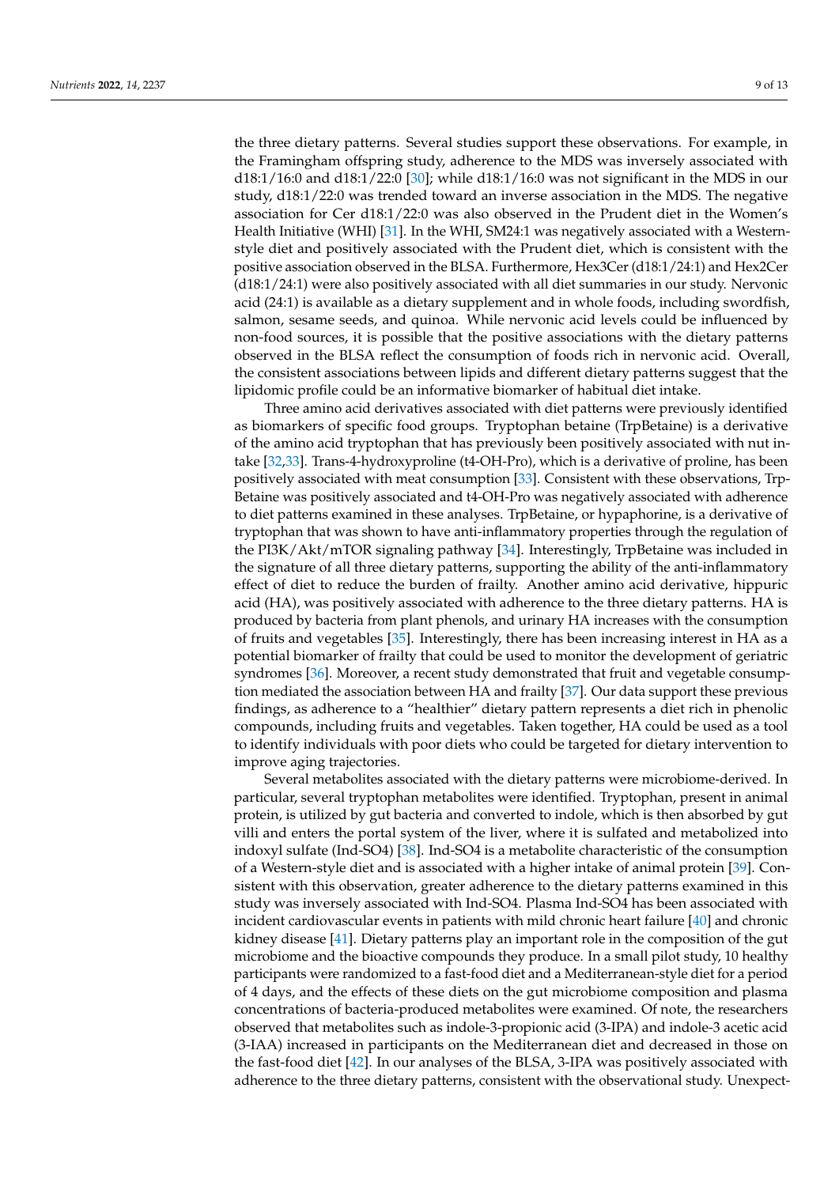the three dietary patterns. Several studies support these observations. For example, in the Framingham offspring study, adherence to the MDS was inversely associated with d18:1/16:0 and d18:1/22:0 [30]; while d18:1/16:0 was not significant in the MDS in our study, d18:1/22:0 was trended toward an inverse association in the MDS. The negative association for Cer d18:1/22:0 was also observed in the Prudent diet in the Women's Health Initiative (WHI) [31]. In the WHI, SM24:1 was negatively associated with a Western-style diet and positively associated with the Prudent diet, which is consistent with the positive association observed in the BLSA. Furthermore, Hex3Cer (d18:1/24:1) and Hex2Cer (d18:1/24:1) were also positively associated with all diet summaries in our study. Nervonic acid (24:1) is available as a dietary supplement and in whole foods, including swordfish, salmon, sesame seeds, and quinoa. While nervonic acid levels could be influenced by non-food sources, it is possible that the positive associations with the dietary patterns observed in the BLSA reflect the consumption of foods rich in nervonic acid. Overall, the consistent associations between lipids and different dietary patterns suggest that the lipidomic profile could be an informative biomarker of habitual diet intake.

Three amino acid derivatives associated with diet patterns were previously identified as biomarkers of specific food groups. Tryptophan betaine (TrpBetaine) is a derivative of the amino acid tryptophan that has previously been positively associated with nut intake [32,33]. Trans-4-hydroxyproline (t4-OH-Pro), which is a derivative of proline, has been positively associated with meat consumption [33]. Consistent with these observations, TrpBetaine was positively associated and t4-OH-Pro was negatively associated with adherence to diet patterns examined in these analyses. TrpBetaine, or hypaphorine, is a derivative of tryptophan that was shown to have anti-inflammatory properties through the regulation of the PI3K/Akt/mTOR signaling pathway [34]. Interestingly, TrpBetaine was included in the signature of all three dietary patterns, supporting the ability of the anti-inflammatory effect of diet to reduce the burden of frailty. Another amino acid derivative, hippuric acid (HA), was positively associated with adherence to the three dietary patterns. HA is produced by bacteria from plant phenols, and urinary HA increases with the consumption of fruits and vegetables [35]. Interestingly, there has been increasing interest in HA as a potential biomarker of frailty that could be used to monitor the development of geriatric syndromes [36]. Moreover, a recent study demonstrated that fruit and vegetable consumption mediated the association between HA and frailty [37]. Our data support these previous findings, as adherence to a "healthier" dietary pattern represents a diet rich in phenolic compounds, including fruits and vegetables. Taken together, HA could be used as a tool to identify individuals with poor diets who could be targeted for dietary intervention to improve aging trajectories.

Several metabolites associated with the dietary patterns were microbiome-derived. In particular, several tryptophan metabolites were identified. Tryptophan, present in animal protein, is utilized by gut bacteria and converted to indole, which is then absorbed by gut villi and enters the portal system of the liver, where it is sulfated and metabolized into indoxyl sulfate (Ind-SO4) [38]. Ind-SO4 is a metabolite characteristic of the consumption of a Western-style diet and is associated with a higher intake of animal protein [39]. Consistent with this observation, greater adherence to the dietary patterns examined in this study was inversely associated with Ind-SO4. Plasma Ind-SO4 has been associated with incident cardiovascular events in patients with mild chronic heart failure [40] and chronic kidney disease [41]. Dietary patterns play an important role in the composition of the gut microbiome and the bioactive compounds they produce. In a small pilot study, 10 healthy participants were randomized to a fast-food diet and a Mediterranean-style diet for a period of 4 days, and the effects of these diets on the gut microbiome composition and plasma concentrations of bacteria-produced metabolites were examined. Of note, the researchers observed that metabolites such as indole-3-propionic acid (3-IPA) and indole-3 acetic acid (3-IAA) increased in participants on the Mediterranean diet and decreased in those on the fast-food diet [42]. In our analyses of the BLSA, 3-IPA was positively associated with adherence to the three dietary patterns, consistent with the observational study. Unexpect-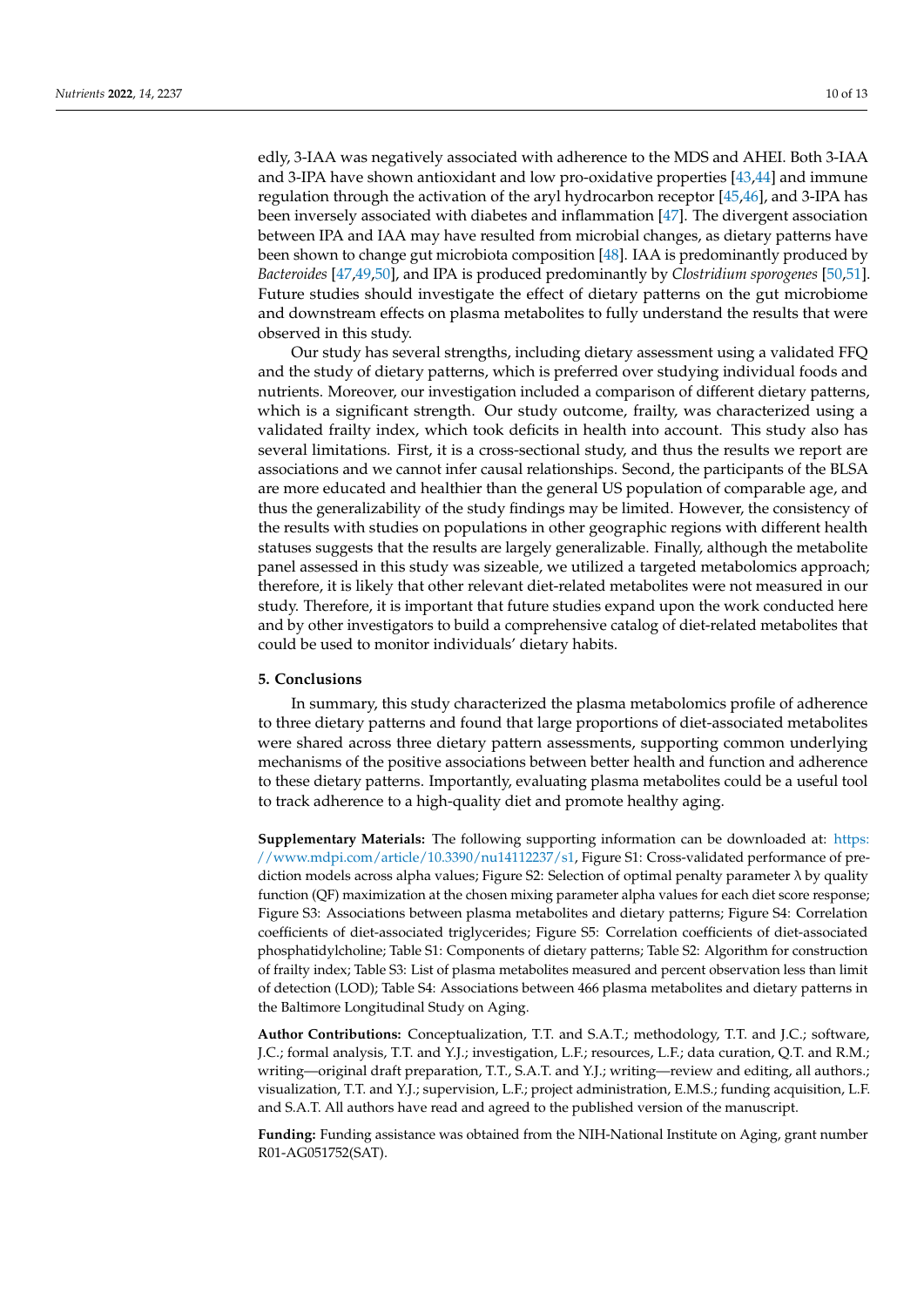edly, 3-IAA was negatively associated with adherence to the MDS and AHEI. Both 3-IAA and 3-IPA have shown antioxidant and low pro-oxidative properties [43,44] and immune regulation through the activation of the aryl hydrocarbon receptor [45,46], and 3-IPA has been inversely associated with diabetes and inflammation [47]. The divergent association between IPA and IAA may have resulted from microbial changes, as dietary patterns have been shown to change gut microbiota composition [48]. IAA is predominantly produced by *Bacteroides* [47,49,50], and IPA is produced predominantly by *Clostridium sporogenes* [50,51]. Future studies should investigate the effect of dietary patterns on the gut microbiome and downstream effects on plasma metabolites to fully understand the results that were observed in this study.

Our study has several strengths, including dietary assessment using a validated FFQ and the study of dietary patterns, which is preferred over studying individual foods and nutrients. Moreover, our investigation included a comparison of different dietary patterns, which is a significant strength. Our study outcome, frailty, was characterized using a validated frailty index, which took deficits in health into account. This study also has several limitations. First, it is a cross-sectional study, and thus the results we report are associations and we cannot infer causal relationships. Second, the participants of the BLSA are more educated and healthier than the general US population of comparable age, and thus the generalizability of the study findings may be limited. However, the consistency of the results with studies on populations in other geographic regions with different health statuses suggests that the results are largely generalizable. Finally, although the metabolite panel assessed in this study was sizeable, we utilized a targeted metabolomics approach; therefore, it is likely that other relevant diet-related metabolites were not measured in our study. Therefore, it is important that future studies expand upon the work conducted here and by other investigators to build a comprehensive catalog of diet-related metabolites that could be used to monitor individuals' dietary habits.

## 5. Conclusions

In summary, this study characterized the plasma metabolomics profile of adherence to three dietary patterns and found that large proportions of diet-associated metabolites were shared across three dietary pattern assessments, supporting common underlying mechanisms of the positive associations between better health and function and adherence to these dietary patterns. Importantly, evaluating plasma metabolites could be a useful tool to track adherence to a high-quality diet and promote healthy aging.

**Supplementary Materials:** The following supporting information can be downloaded at: https://www.mdpi.com/article/10.3390/nu14112237/s1, Figure S1: Cross-validated performance of prediction models across alpha values; Figure S2: Selection of optimal penalty parameter λ by quality function (QF) maximization at the chosen mixing parameter alpha values for each diet score response; Figure S3: Associations between plasma metabolites and dietary patterns; Figure S4: Correlation coefficients of diet-associated triglycerides; Figure S5: Correlation coefficients of diet-associated phosphatidylcholine; Table S1: Components of dietary patterns; Table S2: Algorithm for construction of frailty index; Table S3: List of plasma metabolites measured and percent observation less than limit of detection (LOD); Table S4: Associations between 466 plasma metabolites and dietary patterns in the Baltimore Longitudinal Study on Aging.

**Author Contributions:** Conceptualization, T.T. and S.A.T.; methodology, T.T. and J.C.; software, J.C.; formal analysis, T.T. and Y.J.; investigation, L.F.; resources, L.F.; data curation, Q.T. and R.M.; writing—original draft preparation, T.T., S.A.T. and Y.J.; writing—review and editing, all authors.; visualization, T.T. and Y.J.; supervision, L.F.; project administration, E.M.S.; funding acquisition, L.F. and S.A.T. All authors have read and agreed to the published version of the manuscript.

**Funding:** Funding assistance was obtained from the NIH-National Institute on Aging, grant number R01-AG051752(SAT).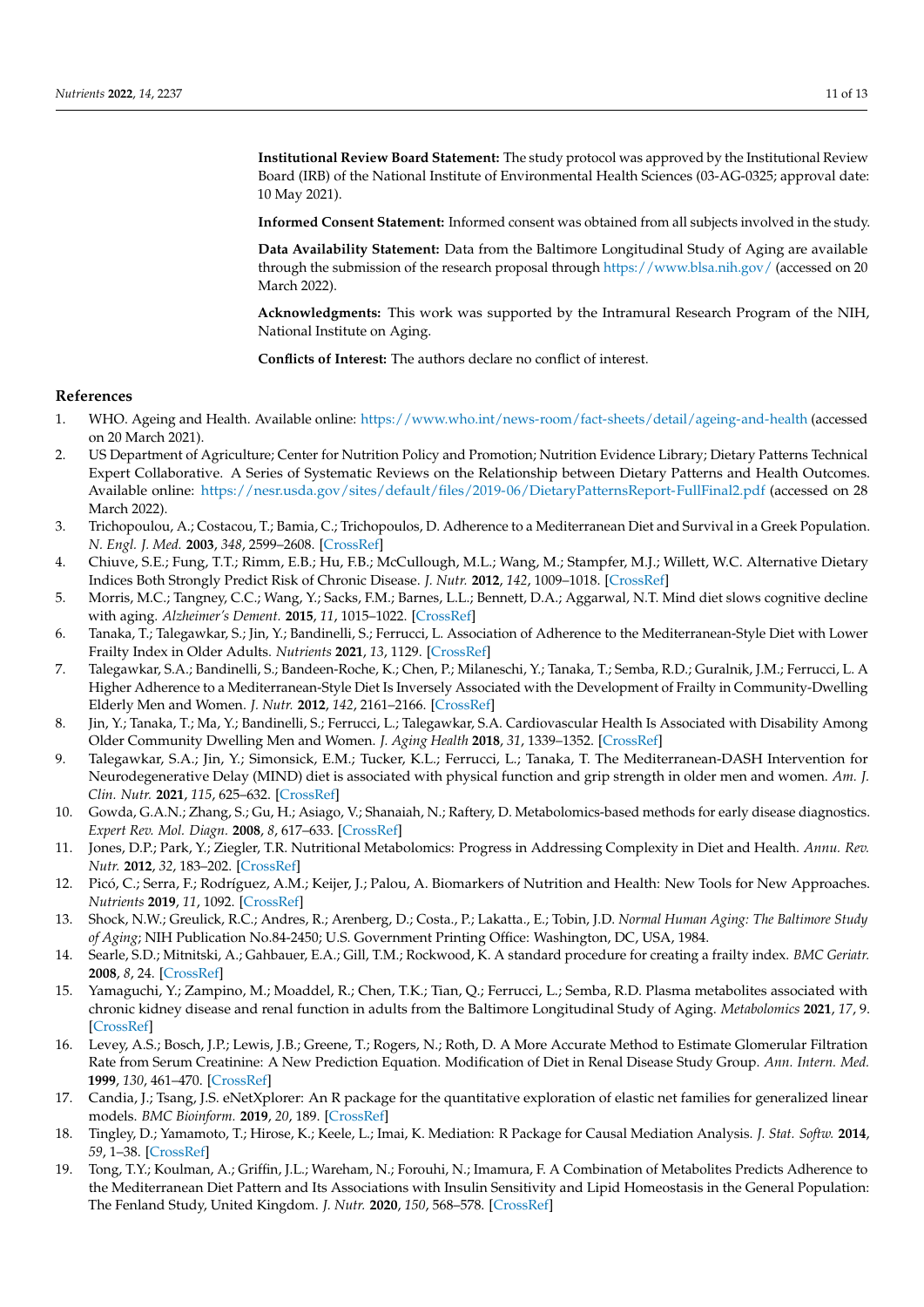**Institutional Review Board Statement:** The study protocol was approved by the Institutional Review Board (IRB) of the National Institute of Environmental Health Sciences (03-AG-0325; approval date: 10 May 2021).

**Informed Consent Statement:** Informed consent was obtained from all subjects involved in the study.

**Data Availability Statement:** Data from the Baltimore Longitudinal Study of Aging are available through the submission of the research proposal through https://www.blsa.nih.gov/ (accessed on 20 March 2022).

**Acknowledgments:** This work was supported by the Intramural Research Program of the NIH, National Institute on Aging.

**Conflicts of Interest:** The authors declare no conflict of interest.

## References

1. WHO. Ageing and Health. Available online: https://www.who.int/news-room/fact-sheets/detail/ageing-and-health (accessed on 20 March 2021).
2. US Department of Agriculture; Center for Nutrition Policy and Promotion; Nutrition Evidence Library; Dietary Patterns Technical Expert Collaborative. A Series of Systematic Reviews on the Relationship between Dietary Patterns and Health Outcomes. Available online: https://nesr.usda.gov/sites/default/files/2019-06/DietaryPatternsReport-FullFinal2.pdf (accessed on 28 March 2022).
3. Trichopoulou, A.; Costacou, T.; Bamia, C.; Trichopoulos, D. Adherence to a Mediterranean Diet and Survival in a Greek Population. *N. Engl. J. Med.* **2003**, *348*, 2599–2608. [CrossRef]
4. Chiuve, S.E.; Fung, T.T.; Rimm, E.B.; Hu, F.B.; McCullough, M.L.; Wang, M.; Stampfer, M.J.; Willett, W.C. Alternative Dietary Indices Both Strongly Predict Risk of Chronic Disease. *J. Nutr.* **2012**, *142*, 1009–1018. [CrossRef]
5. Morris, M.C.; Tangney, C.C.; Wang, Y.; Sacks, F.M.; Barnes, L.L.; Bennett, D.A.; Aggarwal, N.T. Mind diet slows cognitive decline with aging. *Alzheimer's Dement.* **2015**, *11*, 1015–1022. [CrossRef]
6. Tanaka, T.; Talegawkar, S.; Jin, Y.; Bandinelli, S.; Ferrucci, L. Association of Adherence to the Mediterranean-Style Diet with Lower Frailty Index in Older Adults. *Nutrients* **2021**, *13*, 1129. [CrossRef]
7. Talegawkar, S.A.; Bandinelli, S.; Bandeen-Roche, K.; Chen, P.; Milaneschi, Y.; Tanaka, T.; Semba, R.D.; Guralnik, J.M.; Ferrucci, L. A Higher Adherence to a Mediterranean-Style Diet Is Inversely Associated with the Development of Frailty in Community-Dwelling Elderly Men and Women. *J. Nutr.* **2012**, *142*, 2161–2166. [CrossRef]
8. Jin, Y.; Tanaka, T.; Ma, Y.; Bandinelli, S.; Ferrucci, L.; Talegawkar, S.A. Cardiovascular Health Is Associated with Disability Among Older Community Dwelling Men and Women. *J. Aging Health* **2018**, *31*, 1339–1352. [CrossRef]
9. Talegawkar, S.A.; Jin, Y.; Simonsick, E.M.; Tucker, K.L.; Ferrucci, L.; Tanaka, T. The Mediterranean-DASH Intervention for Neurodegenerative Delay (MIND) diet is associated with physical function and grip strength in older men and women. *Am. J. Clin. Nutr.* **2021**, *115*, 625–632. [CrossRef]
10. Gowda, G.A.N.; Zhang, S.; Gu, H.; Asiago, V.; Shanaiah, N.; Raftery, D. Metabolomics-based methods for early disease diagnostics. *Expert Rev. Mol. Diagn.* **2008**, *8*, 617–633. [CrossRef]
11. Jones, D.P.; Park, Y.; Ziegler, T.R. Nutritional Metabolomics: Progress in Addressing Complexity in Diet and Health. *Annu. Rev. Nutr.* **2012**, *32*, 183–202. [CrossRef]
12. Picó, C.; Serra, F.; Rodríguez, A.M.; Keijer, J.; Palou, A. Biomarkers of Nutrition and Health: New Tools for New Approaches. *Nutrients* **2019**, *11*, 1092. [CrossRef]
13. Shock, N.W.; Greulick, R.C.; Andres, R.; Arenberg, D.; Costa., P.; Lakatta., E.; Tobin, J.D. *Normal Human Aging: The Baltimore Study of Aging*; NIH Publication No.84-2450; U.S. Government Printing Office: Washington, DC, USA, 1984.
14. Searle, S.D.; Mitnitski, A.; Gahbauer, E.A.; Gill, T.M.; Rockwood, K. A standard procedure for creating a frailty index. *BMC Geriatr.* **2008**, *8*, 24. [CrossRef]
15. Yamaguchi, Y.; Zampino, M.; Moaddel, R.; Chen, T.K.; Tian, Q.; Ferrucci, L.; Semba, R.D. Plasma metabolites associated with chronic kidney disease and renal function in adults from the Baltimore Longitudinal Study of Aging. *Metabolomics* **2021**, *17*, 9. [CrossRef]
16. Levey, A.S.; Bosch, J.P.; Lewis, J.B.; Greene, T.; Rogers, N.; Roth, D. A More Accurate Method to Estimate Glomerular Filtration Rate from Serum Creatinine: A New Prediction Equation. Modification of Diet in Renal Disease Study Group. *Ann. Intern. Med.* **1999**, *130*, 461–470. [CrossRef]
17. Candia, J.; Tsang, J.S. eNetXplorer: An R package for the quantitative exploration of elastic net families for generalized linear models. *BMC Bioinform.* **2019**, *20*, 189. [CrossRef]
18. Tingley, D.; Yamamoto, T.; Hirose, K.; Keele, L.; Imai, K. Mediation: R Package for Causal Mediation Analysis. *J. Stat. Softw.* **2014**, *59*, 1–38. [CrossRef]
19. Tong, T.Y.; Koulman, A.; Griffin, J.L.; Wareham, N.; Forouhi, N.; Imamura, F. A Combination of Metabolites Predicts Adherence to the Mediterranean Diet Pattern and Its Associations with Insulin Sensitivity and Lipid Homeostasis in the General Population: The Fenland Study, United Kingdom. *J. Nutr.* **2020**, *150*, 568–578. [CrossRef]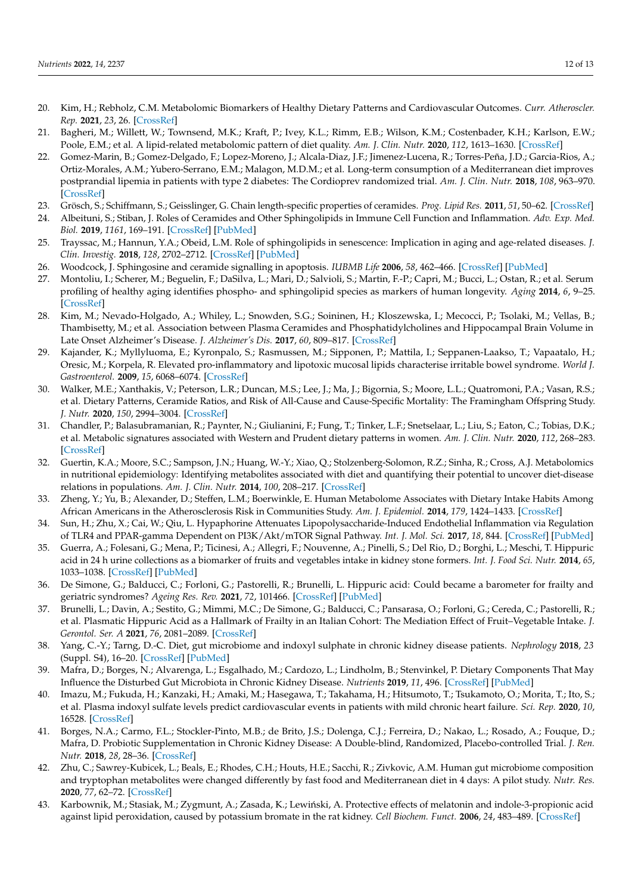20. Kim, H.; Rebholz, C.M. Metabolomic Biomarkers of Healthy Dietary Patterns and Cardiovascular Outcomes. *Curr. Atheroscler. Rep.* **2021**, *23*, 26. [CrossRef]
21. Bagheri, M.; Willett, W.; Townsend, M.K.; Kraft, P.; Ivey, K.L.; Rimm, E.B.; Wilson, K.M.; Costenbader, K.H.; Karlson, E.W.; Poole, E.M.; et al. A lipid-related metabolomic pattern of diet quality. *Am. J. Clin. Nutr.* **2020**, *112*, 1613–1630. [CrossRef]
22. Gomez-Marin, B.; Gomez-Delgado, F.; Lopez-Moreno, J.; Alcala-Diaz, J.F.; Jimenez-Lucena, R.; Torres-Peña, J.D.; Garcia-Rios, A.; Ortiz-Morales, A.M.; Yubero-Serrano, E.M.; Malagon, M.D.M.; et al. Long-term consumption of a Mediterranean diet improves postprandial lipemia in patients with type 2 diabetes: The Cordioprev randomized trial. *Am. J. Clin. Nutr.* **2018**, *108*, 963–970. [CrossRef]
23. Grösch, S.; Schiffmann, S.; Geisslinger, G. Chain length-specific properties of ceramides. *Prog. Lipid Res.* **2011**, *51*, 50–62. [CrossRef]
24. Albeituni, S.; Stiban, J. Roles of Ceramides and Other Sphingolipids in Immune Cell Function and Inflammation. *Adv. Exp. Med. Biol.* **2019**, *1161*, 169–191. [CrossRef] [PubMed]
25. Trayssac, M.; Hannun, Y.A.; Obeid, L.M. Role of sphingolipids in senescence: Implication in aging and age-related diseases. *J. Clin. Investig.* **2018**, *128*, 2702–2712. [CrossRef] [PubMed]
26. Woodcock, J. Sphingosine and ceramide signalling in apoptosis. *IUBMB Life* **2006**, *58*, 462–466. [CrossRef] [PubMed]
27. Montoliu, I.; Scherer, M.; Beguelin, F.; DaSilva, L.; Mari, D.; Salvioli, S.; Martin, F.-P.; Capri, M.; Bucci, L.; Ostan, R.; et al. Serum profiling of healthy aging identifies phospho- and sphingolipid species as markers of human longevity. *Aging* **2014**, *6*, 9–25. [CrossRef]
28. Kim, M.; Nevado-Holgado, A.; Whiley, L.; Snowden, S.G.; Soininen, H.; Kloszewska, I.; Mecocci, P.; Tsolaki, M.; Vellas, B.; Thambisetty, M.; et al. Association between Plasma Ceramides and Phosphatidylcholines and Hippocampal Brain Volume in Late Onset Alzheimer's Disease. *J. Alzheimer's Dis.* **2017**, *60*, 809–817. [CrossRef]
29. Kajander, K.; Myllyluoma, E.; Kyronpalo, S.; Rasmussen, M.; Sipponen, P.; Mattila, I.; Seppanen-Laakso, T.; Vapaatalo, H.; Oresic, M.; Korpela, R. Elevated pro-inflammatory and lipotoxic mucosal lipids characterise irritable bowel syndrome. *World J. Gastroenterol.* **2009**, *15*, 6068–6074. [CrossRef]
30. Walker, M.E.; Xanthakis, V.; Peterson, L.R.; Duncan, M.S.; Lee, J.; Ma, J.; Bigornia, S.; Moore, L.L.; Quatromoni, P.A.; Vasan, R.S.; et al. Dietary Patterns, Ceramide Ratios, and Risk of All-Cause and Cause-Specific Mortality: The Framingham Offspring Study. *J. Nutr.* **2020**, *150*, 2994–3004. [CrossRef]
31. Chandler, P.; Balasubramanian, R.; Paynter, N.; Giulianini, F.; Fung, T.; Tinker, L.F.; Snetselaar, L.; Liu, S.; Eaton, C.; Tobias, D.K.; et al. Metabolic signatures associated with Western and Prudent dietary patterns in women. *Am. J. Clin. Nutr.* **2020**, *112*, 268–283. [CrossRef]
32. Guertin, K.A.; Moore, S.C.; Sampson, J.N.; Huang, W.-Y.; Xiao, Q.; Stolzenberg-Solomon, R.Z.; Sinha, R.; Cross, A.J. Metabolomics in nutritional epidemiology: Identifying metabolites associated with diet and quantifying their potential to uncover diet-disease relations in populations. *Am. J. Clin. Nutr.* **2014**, *100*, 208–217. [CrossRef]
33. Zheng, Y.; Yu, B.; Alexander, D.; Steffen, L.M.; Boerwinkle, E. Human Metabolome Associates with Dietary Intake Habits Among African Americans in the Atherosclerosis Risk in Communities Study. *Am. J. Epidemiol.* **2014**, *179*, 1424–1433. [CrossRef]
34. Sun, H.; Zhu, X.; Cai, W.; Qiu, L. Hypaphorine Attenuates Lipopolysaccharide-Induced Endothelial Inflammation via Regulation of TLR4 and PPAR-gamma Dependent on PI3K/Akt/mTOR Signal Pathway. *Int. J. Mol. Sci.* **2017**, *18*, 844. [CrossRef] [PubMed]
35. Guerra, A.; Folesani, G.; Mena, P.; Ticinesi, A.; Allegri, F.; Nouvenne, A.; Pinelli, S.; Del Rio, D.; Borghi, L.; Meschi, T. Hippuric acid in 24 h urine collections as a biomarker of fruits and vegetables intake in kidney stone formers. *Int. J. Food Sci. Nutr.* **2014**, *65*, 1033–1038. [CrossRef] [PubMed]
36. De Simone, G.; Balducci, C.; Forloni, G.; Pastorelli, R.; Brunelli, L. Hippuric acid: Could became a barometer for frailty and geriatric syndromes? *Ageing Res. Rev.* **2021**, *72*, 101466. [CrossRef] [PubMed]
37. Brunelli, L.; Davin, A.; Sestito, G.; Mimmi, M.C.; De Simone, G.; Balducci, C.; Pansarasa, O.; Forloni, G.; Cereda, C.; Pastorelli, R.; et al. Plasmatic Hippuric Acid as a Hallmark of Frailty in an Italian Cohort: The Mediation Effect of Fruit–Vegetable Intake. *J. Gerontol. Ser. A* **2021**, *76*, 2081–2089. [CrossRef]
38. Yang, C.-Y.; Tarng, D.-C. Diet, gut microbiome and indoxyl sulphate in chronic kidney disease patients. *Nephrology* **2018**, *23* (Suppl. S4), 16–20. [CrossRef] [PubMed]
39. Mafra, D.; Borges, N.; Alvarenga, L.; Esgalhado, M.; Cardozo, L.; Lindholm, B.; Stenvinkel, P. Dietary Components That May Influence the Disturbed Gut Microbiota in Chronic Kidney Disease. *Nutrients* **2019**, *11*, 496. [CrossRef] [PubMed]
40. Imazu, M.; Fukuda, H.; Kanzaki, H.; Amaki, M.; Hasegawa, T.; Takahama, H.; Hitsumoto, T.; Tsukamoto, O.; Morita, T.; Ito, S.; et al. Plasma indoxyl sulfate levels predict cardiovascular events in patients with mild chronic heart failure. *Sci. Rep.* **2020**, *10*, 16528. [CrossRef]
41. Borges, N.A.; Carmo, F.L.; Stockler-Pinto, M.B.; de Brito, J.S.; Dolenga, C.J.; Ferreira, D.; Nakao, L.; Rosado, A.; Fouque, D.; Mafra, D. Probiotic Supplementation in Chronic Kidney Disease: A Double-blind, Randomized, Placebo-controlled Trial. *J. Ren. Nutr.* **2018**, *28*, 28–36. [CrossRef]
42. Zhu, C.; Sawrey-Kubicek, L.; Beals, E.; Rhodes, C.H.; Houts, H.E.; Sacchi, R.; Zivkovic, A.M. Human gut microbiome composition and tryptophan metabolites were changed differently by fast food and Mediterranean diet in 4 days: A pilot study. *Nutr. Res.* **2020**, *77*, 62–72. [CrossRef]
43. Karbownik, M.; Stasiak, M.; Zygmunt, A.; Zasada, K.; Lewiński, A. Protective effects of melatonin and indole-3-propionic acid against lipid peroxidation, caused by potassium bromate in the rat kidney. *Cell Biochem. Funct.* **2006**, *24*, 483–489. [CrossRef]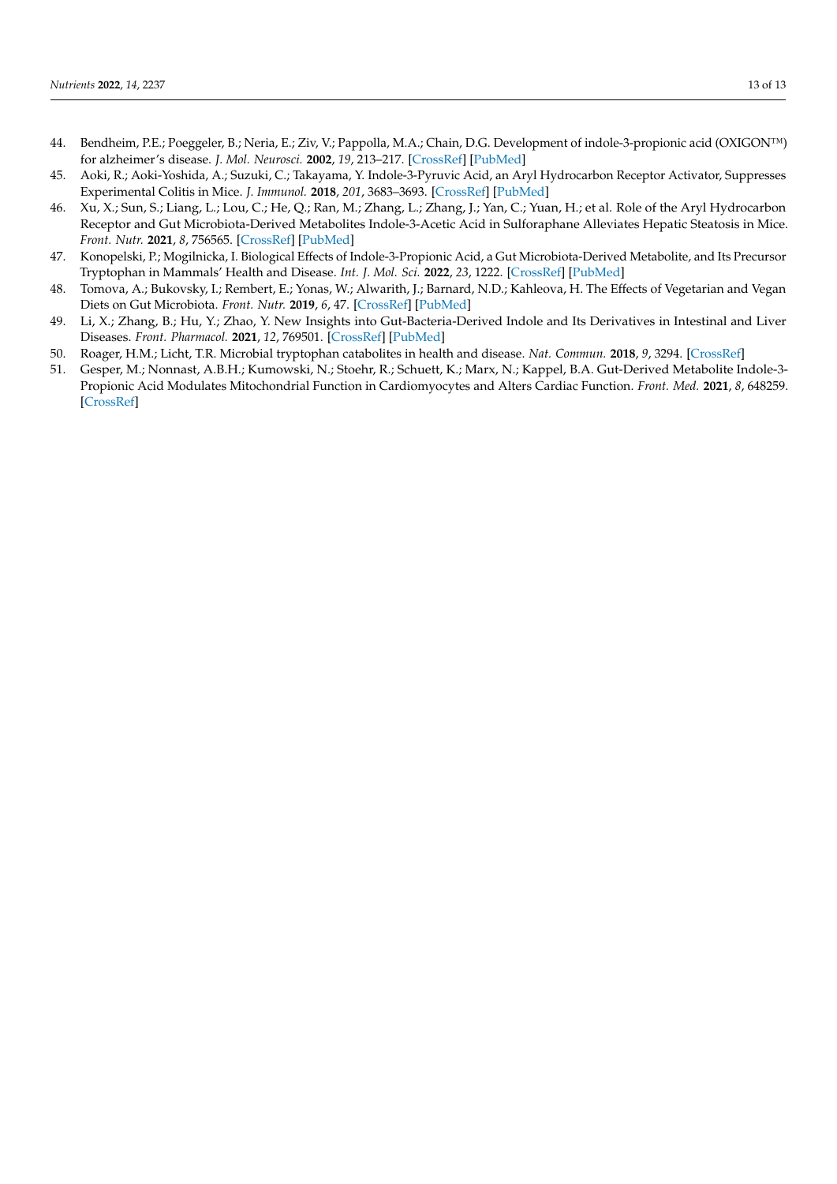44. Bendheim, P.E.; Poeggeler, B.; Neria, E.; Ziv, V.; Pappolla, M.A.; Chain, D.G. Development of indole-3-propionic acid (OXIGON™) for alzheimer's disease. *J. Mol. Neurosci.* **2002**, *19*, 213–217. [CrossRef] [PubMed]
45. Aoki, R.; Aoki-Yoshida, A.; Suzuki, C.; Takayama, Y. Indole-3-Pyruvic Acid, an Aryl Hydrocarbon Receptor Activator, Suppresses Experimental Colitis in Mice. *J. Immunol.* **2018**, *201*, 3683–3693. [CrossRef] [PubMed]
46. Xu, X.; Sun, S.; Liang, L.; Lou, C.; He, Q.; Ran, M.; Zhang, L.; Zhang, J.; Yan, C.; Yuan, H.; et al. Role of the Aryl Hydrocarbon Receptor and Gut Microbiota-Derived Metabolites Indole-3-Acetic Acid in Sulforaphane Alleviates Hepatic Steatosis in Mice. *Front. Nutr.* **2021**, *8*, 756565. [CrossRef] [PubMed]
47. Konopelski, P.; Mogilnicka, I. Biological Effects of Indole-3-Propionic Acid, a Gut Microbiota-Derived Metabolite, and Its Precursor Tryptophan in Mammals' Health and Disease. *Int. J. Mol. Sci.* **2022**, *23*, 1222. [CrossRef] [PubMed]
48. Tomova, A.; Bukovsky, I.; Rembert, E.; Yonas, W.; Alwarith, J.; Barnard, N.D.; Kahleova, H. The Effects of Vegetarian and Vegan Diets on Gut Microbiota. *Front. Nutr.* **2019**, *6*, 47. [CrossRef] [PubMed]
49. Li, X.; Zhang, B.; Hu, Y.; Zhao, Y. New Insights into Gut-Bacteria-Derived Indole and Its Derivatives in Intestinal and Liver Diseases. *Front. Pharmacol.* **2021**, *12*, 769501. [CrossRef] [PubMed]
50. Roager, H.M.; Licht, T.R. Microbial tryptophan catabolites in health and disease. *Nat. Commun.* **2018**, *9*, 3294. [CrossRef]
51. Gesper, M.; Nonnast, A.B.H.; Kumowski, N.; Stoehr, R.; Schuett, K.; Marx, N.; Kappel, B.A. Gut-Derived Metabolite Indole-3-Propionic Acid Modulates Mitochondrial Function in Cardiomyocytes and Alters Cardiac Function. *Front. Med.* **2021**, *8*, 648259. [CrossRef]